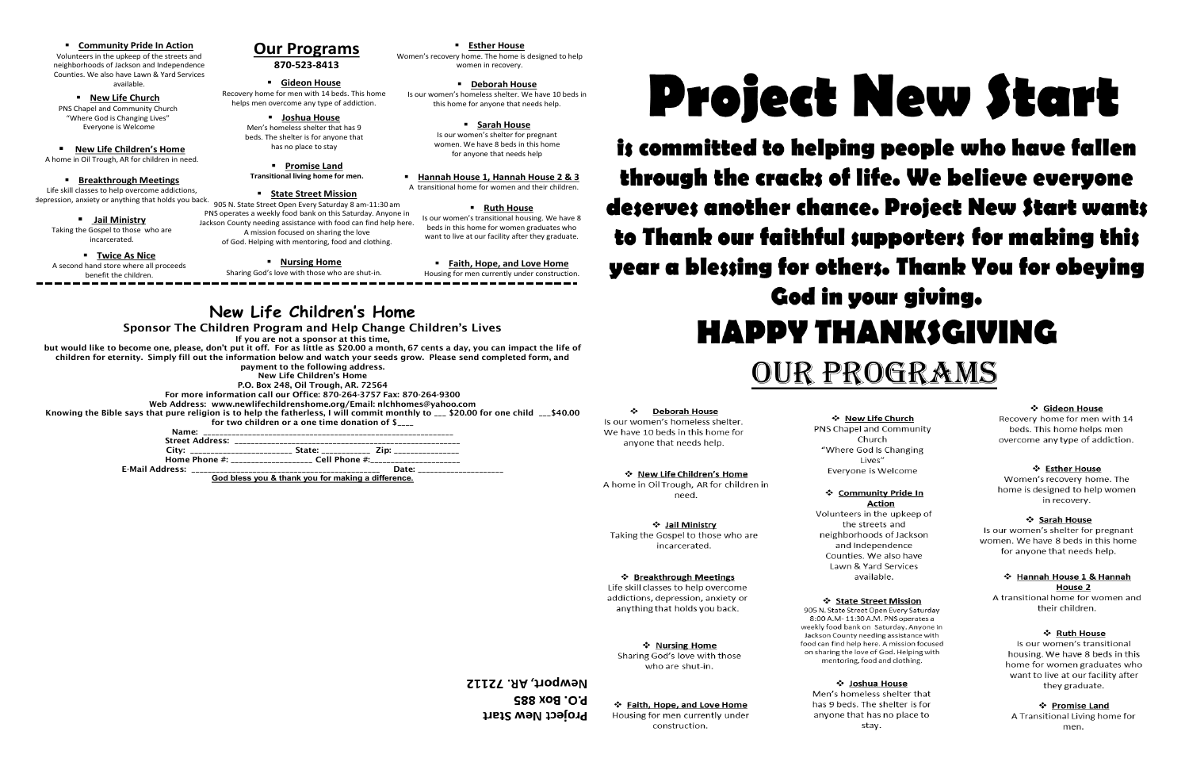## Our Programs

**870-523-8413**

- **Community Pride In Action**
  Volunteers in the upkeep of the streets and neighborhoods of Jackson and Independence Counties. We also have Lawn & Yard Services available.
- **New Life Church**
  PNS Chapel and Community Church "Where God is Changing Lives" Everyone is Welcome
- **New Life Children's Home**
  A home in Oil Trough, AR for children in need.
- **Breakthrough Meetings**
  Life skill classes to help overcome addictions, depression, anxiety or anything that holds you back.
- **Jail Ministry**
  Taking the Gospel to those who are incarcerated.
- **Twice As Nice**
  A second hand store where all proceeds benefit the children.
- **Gideon House**
  Recovery home for men with 14 beds. This home helps men overcome any type of addiction.
- **Joshua House**
  Men's homeless shelter that has 9 beds. The shelter is for anyone that has no place to stay
- **Promise Land**
  Transitional living home for men.
- **State Street Mission**
  905 N. State Street Open Every Saturday 8 am-11:30 am PNS operates a weekly food bank on this Saturday. Anyone in Jackson County needing assistance with food can find help here. A mission focused on sharing the love of God. Helping with mentoring, food and clothing.
- **Nursing Home**
  Sharing God's love with those who are shut-in.
- **Esther House**
  Women's recovery home. The home is designed to help women in recovery.
- **Deborah House**
  Is our women's homeless shelter. We have 10 beds in this home for anyone that needs help.
- **Sarah House**
  Is our women's shelter for pregnant women. We have 8 beds in this home for anyone that needs help
- **Hannah House 1, Hannah House 2 & 3**
  A transitional home for women and their children.
- **Ruth House**
  Is our women's transitional housing. We have 8 beds in this home for women graduates who want to live at our facility after they graduate.
- **Faith, Hope, and Love Home**
  Housing for men currently under construction.

---

## New Life Children's Home

**Sponsor The Children Program and Help Change Children's Lives**

**If you are not a sponsor at this time, but would like to become one, please, don't put it off. For as little as $20.00 a month, 67 cents a day, you can impact the life of children for eternity. Simply fill out the information below and watch your seeds grow. Please send completed form, and payment to the following address.**

**New Life Children's Home**
**P.O. Box 248, Oil Trough, AR. 72564**
**For more information call our Office: 870-264-3757 Fax: 870-264-9300**
**Web Address: www.newlifechildrenshome.org/Email: nlchhomes@yahoo.com**

**Knowing the Bible says that pure religion is to help the fatherless, I will commit monthly to ___ $20.00 for one child ___$40.00 for two children or a one time donation of $____**

Name: ______________________________
Street Address: ______________________________
City: ____________ State: ________ Zip: ____________
Home Phone #: ____________ Cell Phone #: ____________
E-Mail Address: ______________________________ Date: ____________

**God bless you & thank you for making a difference.**

Project New Start
P.O. Box 885
Newport, AR. 72112

# Project New Start

**is committed to helping people who have fallen through the cracks of life. We believe everyone deserves another chance. Project New Start wants to Thank our faithful supporters for making this year a blessing for others. Thank You for obeying God in your giving.**

## HAPPY THANKSGIVING

## OUR PROGRAMS

- **Deborah House**
  Is our women's homeless shelter. We have 10 beds in this home for anyone that needs help.
- **New Life Children's Home**
  A home in Oil Trough, AR for children in need.
- **Jail Ministry**
  Taking the Gospel to those who are incarcerated.
- **Breakthrough Meetings**
  Life skill classes to help overcome addictions, depression, anxiety or anything that holds you back.
- **Nursing Home**
  Sharing God's love with those who are shut-in.
- **Faith, Hope, and Love Home**
  Housing for men currently under construction.
- **New Life Church**
  PNS Chapel and Community Church "Where God is Changing Lives" Everyone is Welcome
- **Community Pride In Action**
  Volunteers in the upkeep of the streets and neighborhoods of Jackson and Independence Counties. We also have Lawn & Yard Services available.
- **State Street Mission**
  905 N. State Street Open Every Saturday 8:00 A.M- 11:30 A.M. PNS operates a weekly food bank on Saturday. Anyone in Jackson County needing assistance with food can find help here. A mission focused on sharing the love of God. Helping with mentoring, food and clothing.
- **Joshua House**
  Men's homeless shelter that has 9 beds. The shelter is for anyone that has no place to stay.
- **Gideon House**
  Recovery home for men with 14 beds. This home helps men overcome any type of addiction.
- **Esther House**
  Women's recovery home. The home is designed to help women in recovery.
- **Sarah House**
  Is our women's shelter for pregnant women. We have 8 beds in this home for anyone that needs help.
- **Hannah House 1 & Hannah House 2**
  A transitional home for women and their children.
- **Ruth House**
  Is our women's transitional housing. We have 8 beds in this home for women graduates who want to live at our facility after they graduate.
- **Promise Land**
  A Transitional Living home for men.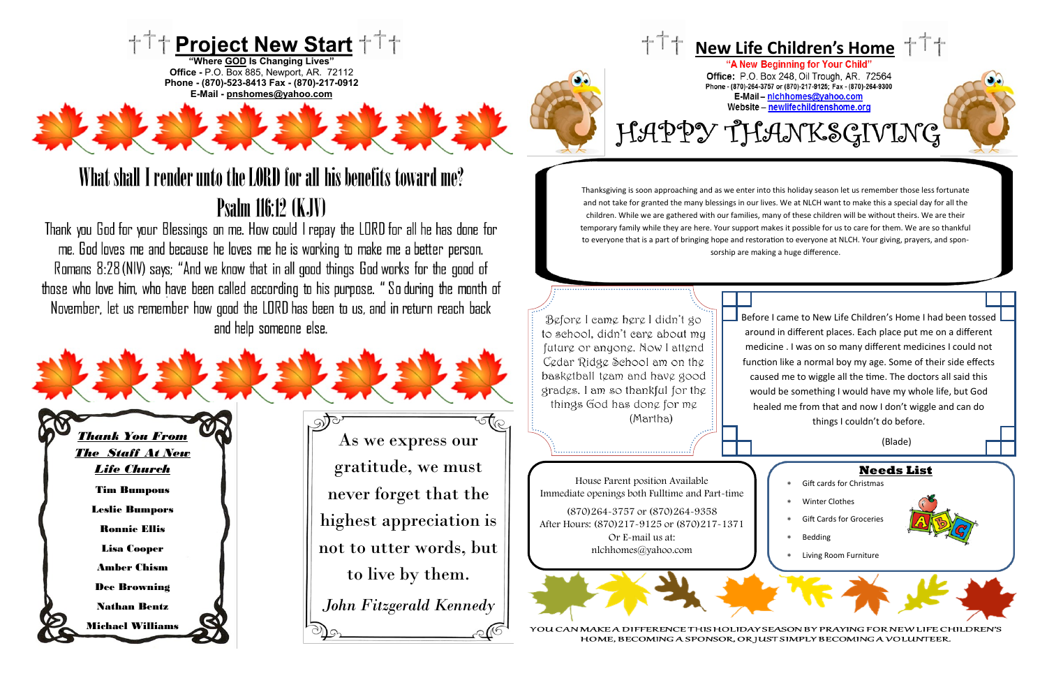# Project New Start

**"Where GOD Is Changing Lives"**
**Office -** P.O. Box 885, Newport, AR. 72112
**Phone - (870)-523-8413 Fax - (870)-217-0912**
**E-Mail - pnshomes@yahoo.com**

## What shall I render unto the LORD for all his benefits toward me? Psalm 116:12 (KJV)

Thank you God for your Blessings on me. How could I repay the LORD for all he has done for me. God loves me and because he loves me he is working to make me a better person. Romans 8:28 (NIV) says; "And we know that in all good things God works for the good of those who love him, who have been called according to his purpose. " So during the month of November, let us remember how good the LORD has been to us, and in return reach back and help someone else.

***Thank You From The Staff At New Life Church***

**Tim Bumpous**
**Leslie Bumpous**
**Ronnie Ellis**
**Lisa Cooper**
**Amber Chism**
**Dee Browning**
**Nathan Bentz**
**Michael Williams**

As we express our gratitude, we must never forget that the highest appreciation is not to utter words, but to live by them.

*John Fitzgerald Kennedy*

# New Life Children's Home

**"A New Beginning for Your Child"**
**Office:** P.O. Box 248, Oil Trough, AR. 72564
**Phone - (870)-264-3757 or (870)-217-9125; Fax - (870)-264-9300**
**E-Mail – nlchhomes@yahoo.com**
**Website – newlifechildrenshome.org**

## HAPPY THANKSGIVING

Thanksgiving is soon approaching and as we enter into this holiday season let us remember those less fortunate and not take for granted the many blessings in our lives. We at NLCH want to make this a special day for all the children. While we are gathered with our families, many of these children will be without theirs. We are their temporary family while they are here. Your support makes it possible for us to care for them. We are so thankful to everyone that is a part of bringing hope and restoration to everyone at NLCH. Your giving, prayers, and sponsorship are making a huge difference.

Before I came here I didn't go to school, didn't care about my future or anyone. Now I attend Cedar Ridge School am on the basketball team and have good grades. I am so thankful for the things God has done for me (Martha)

Before I came to New Life Children's Home I had been tossed around in different places. Each place put me on a different medicine . I was on so many different medicines I could not function like a normal boy my age. Some of their side effects caused me to wiggle all the time. The doctors all said this would be something I would have my whole life, but God healed me from that and now I don't wiggle and can do things I couldn't do before.

(Blade)

House Parent position Available
Immediate openings both Fulltime and Part-time

(870)264-3757 or (870)264-9358
After Hours: (870)217-9125 or (870)217-1371
Or E-mail us at:
nlchhomes@yahoo.com

### Needs List

- Gift cards for Christmas
- Winter Clothes
- Gift Cards for Groceries
- Bedding
- Living Room Furniture

YOU CAN MAKE A DIFFERENCE THIS HOLIDAY SEASON BY PRAYING FOR NEW LIFE CHILDREN'S HOME, BECOMING A SPONSOR, OR JUST SIMPLY BECOMING A VOLUNTEER.